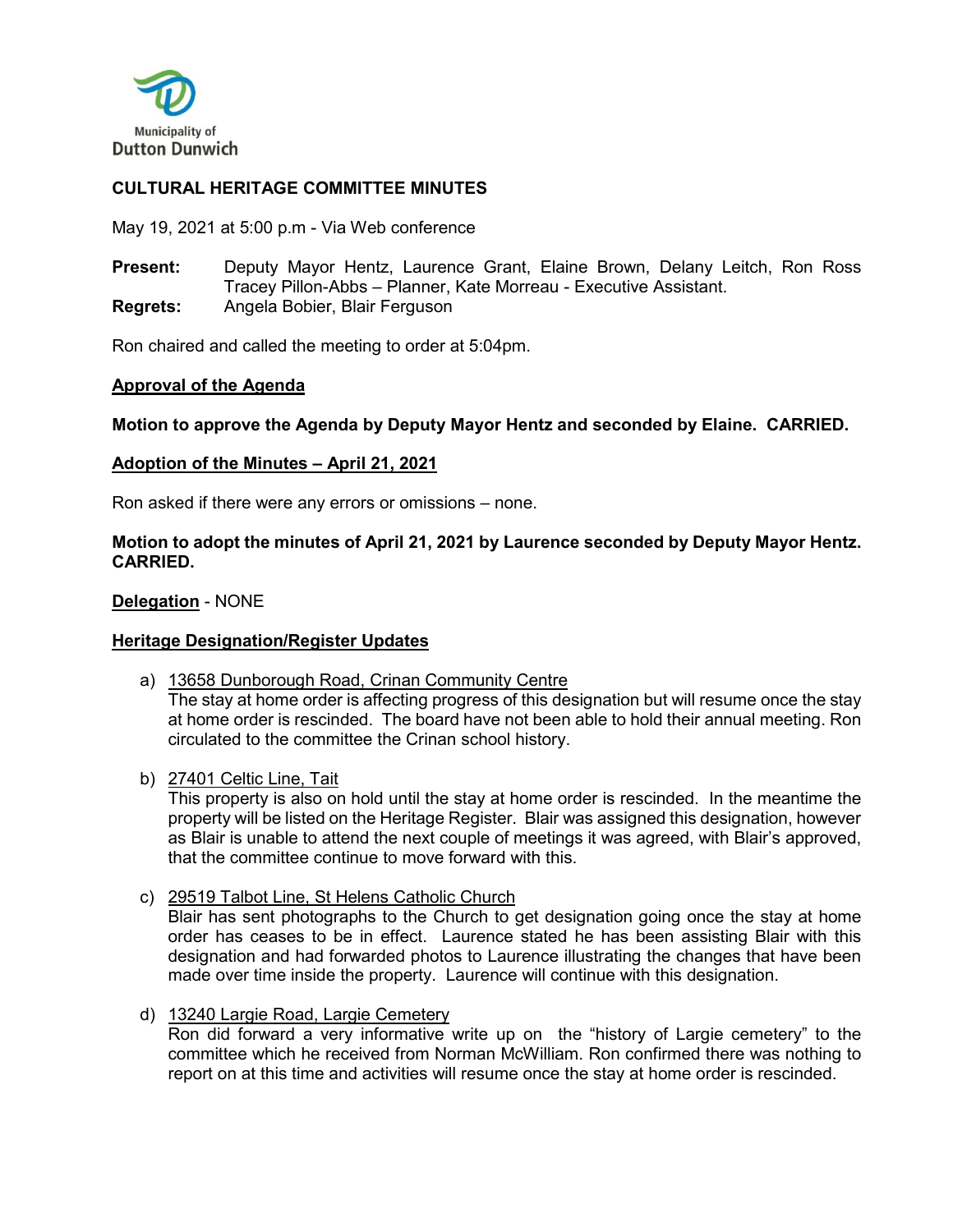Municipality of
Dutton Dunwich

# CULTURAL HERITAGE COMMITTEE MINUTES

May 19, 2021 at 5:00 p.m - Via Web conference

**Present:** Deputy Mayor Hentz, Laurence Grant, Elaine Brown, Delany Leitch, Ron Ross Tracey Pillon-Abbs – Planner, Kate Morreau - Executive Assistant.
**Regrets:** Angela Bobier, Blair Ferguson

Ron chaired and called the meeting to order at 5:04pm.

## Approval of the Agenda

**Motion to approve the Agenda by Deputy Mayor Hentz and seconded by Elaine. CARRIED.**

## Adoption of the Minutes – April 21, 2021

Ron asked if there were any errors or omissions – none.

**Motion to adopt the minutes of April 21, 2021 by Laurence seconded by Deputy Mayor Hentz. CARRIED.**

**Delegation** - NONE

## Heritage Designation/Register Updates

a) 13658 Dunborough Road, Crinan Community Centre
The stay at home order is affecting progress of this designation but will resume once the stay at home order is rescinded. The board have not been able to hold their annual meeting. Ron circulated to the committee the Crinan school history.

b) 27401 Celtic Line, Tait
This property is also on hold until the stay at home order is rescinded. In the meantime the property will be listed on the Heritage Register. Blair was assigned this designation, however as Blair is unable to attend the next couple of meetings it was agreed, with Blair's approved, that the committee continue to move forward with this.

c) 29519 Talbot Line, St Helens Catholic Church
Blair has sent photographs to the Church to get designation going once the stay at home order has ceases to be in effect. Laurence stated he has been assisting Blair with this designation and had forwarded photos to Laurence illustrating the changes that have been made over time inside the property. Laurence will continue with this designation.

d) 13240 Largie Road, Largie Cemetery
Ron did forward a very informative write up on the "history of Largie cemetery" to the committee which he received from Norman McWilliam. Ron confirmed there was nothing to report on at this time and activities will resume once the stay at home order is rescinded.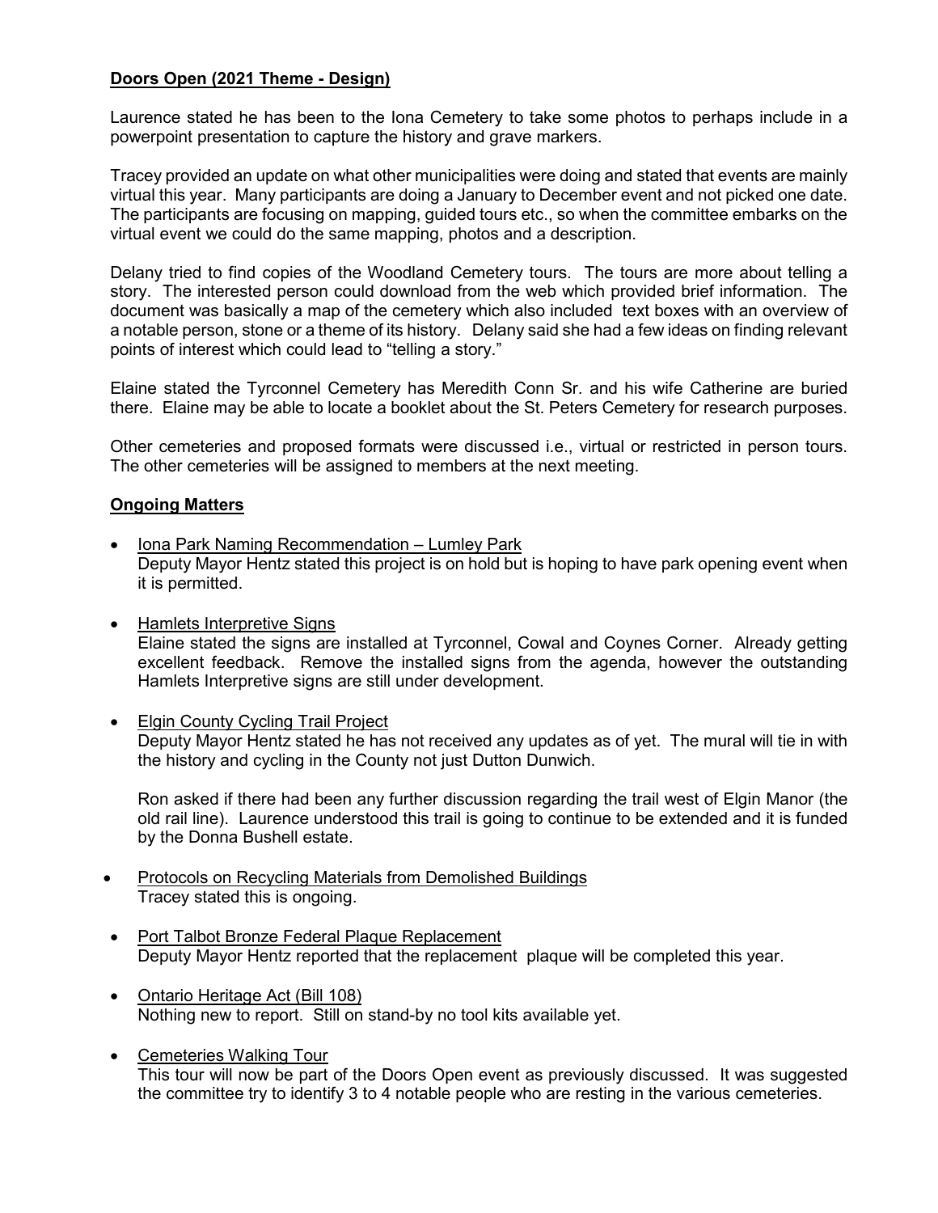## **Doors Open (2021 Theme - Design)**

Laurence stated he has been to the Iona Cemetery to take some photos to perhaps include in a powerpoint presentation to capture the history and grave markers.

Tracey provided an update on what other municipalities were doing and stated that events are mainly virtual this year. Many participants are doing a January to December event and not picked one date. The participants are focusing on mapping, guided tours etc., so when the committee embarks on the virtual event we could do the same mapping, photos and a description.

Delany tried to find copies of the Woodland Cemetery tours. The tours are more about telling a story. The interested person could download from the web which provided brief information. The document was basically a map of the cemetery which also included text boxes with an overview of a notable person, stone or a theme of its history. Delany said she had a few ideas on finding relevant points of interest which could lead to "telling a story."

Elaine stated the Tyrconnel Cemetery has Meredith Conn Sr. and his wife Catherine are buried there. Elaine may be able to locate a booklet about the St. Peters Cemetery for research purposes.

Other cemeteries and proposed formats were discussed i.e., virtual or restricted in person tours. The other cemeteries will be assigned to members at the next meeting.

## **Ongoing Matters**

- Iona Park Naming Recommendation – Lumley Park
  Deputy Mayor Hentz stated this project is on hold but is hoping to have park opening event when it is permitted.

- Hamlets Interpretive Signs
  Elaine stated the signs are installed at Tyrconnel, Cowal and Coynes Corner. Already getting excellent feedback. Remove the installed signs from the agenda, however the outstanding Hamlets Interpretive signs are still under development.

- Elgin County Cycling Trail Project
  Deputy Mayor Hentz stated he has not received any updates as of yet. The mural will tie in with the history and cycling in the County not just Dutton Dunwich.

  Ron asked if there had been any further discussion regarding the trail west of Elgin Manor (the old rail line). Laurence understood this trail is going to continue to be extended and it is funded by the Donna Bushell estate.

- Protocols on Recycling Materials from Demolished Buildings
  Tracey stated this is ongoing.

- Port Talbot Bronze Federal Plaque Replacement
  Deputy Mayor Hentz reported that the replacement plaque will be completed this year.

- Ontario Heritage Act (Bill 108)
  Nothing new to report. Still on stand-by no tool kits available yet.

- Cemeteries Walking Tour
  This tour will now be part of the Doors Open event as previously discussed. It was suggested the committee try to identify 3 to 4 notable people who are resting in the various cemeteries.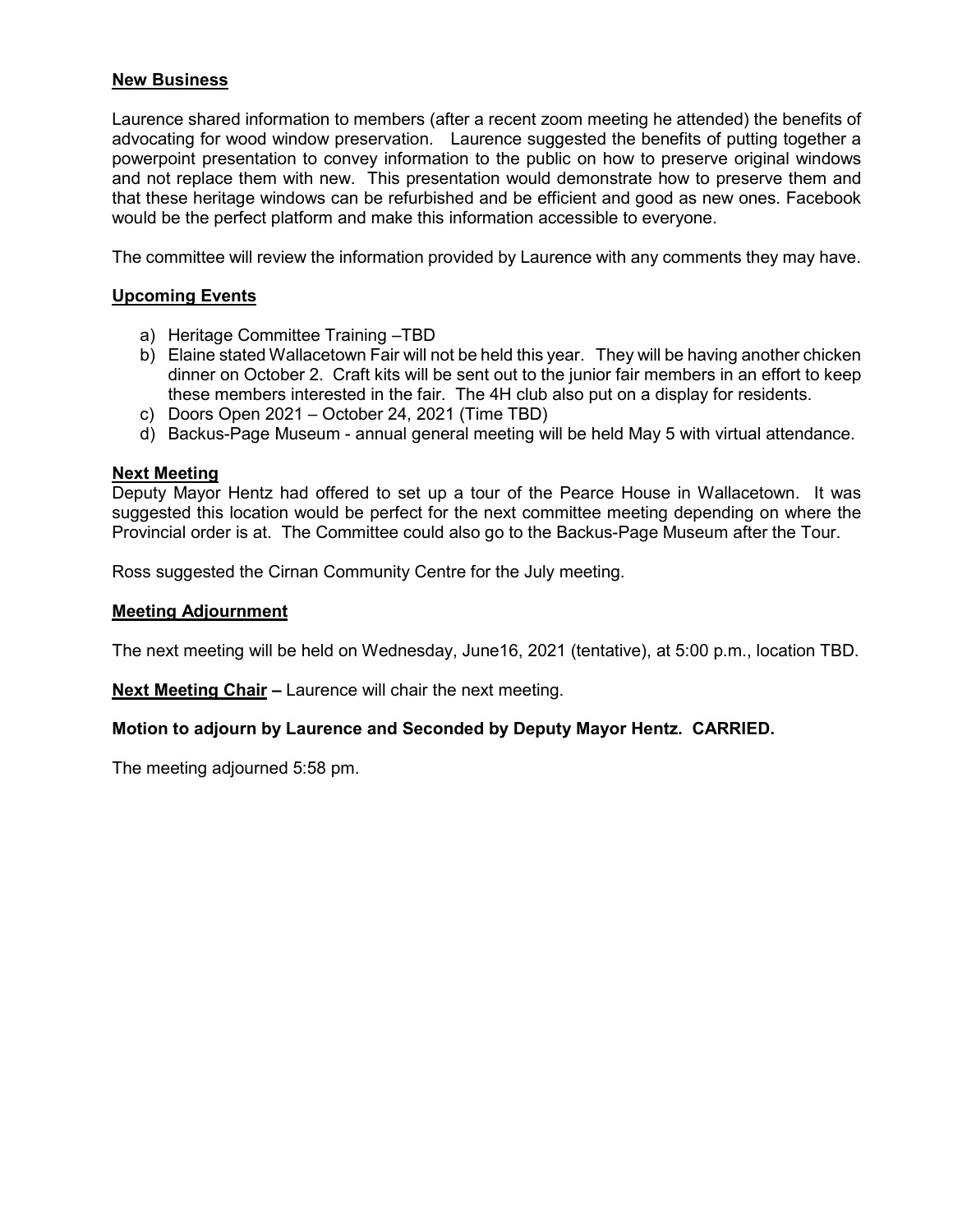**New Business**

Laurence shared information to members (after a recent zoom meeting he attended) the benefits of advocating for wood window preservation. Laurence suggested the benefits of putting together a powerpoint presentation to convey information to the public on how to preserve original windows and not replace them with new. This presentation would demonstrate how to preserve them and that these heritage windows can be refurbished and be efficient and good as new ones. Facebook would be the perfect platform and make this information accessible to everyone.

The committee will review the information provided by Laurence with any comments they may have.

**Upcoming Events**

a) Heritage Committee Training –TBD
b) Elaine stated Wallacetown Fair will not be held this year. They will be having another chicken dinner on October 2. Craft kits will be sent out to the junior fair members in an effort to keep these members interested in the fair. The 4H club also put on a display for residents.
c) Doors Open 2021 – October 24, 2021 (Time TBD)
d) Backus-Page Museum - annual general meeting will be held May 5 with virtual attendance.

**Next Meeting**

Deputy Mayor Hentz had offered to set up a tour of the Pearce House in Wallacetown. It was suggested this location would be perfect for the next committee meeting depending on where the Provincial order is at. The Committee could also go to the Backus-Page Museum after the Tour.

Ross suggested the Cirnan Community Centre for the July meeting.

**Meeting Adjournment**

The next meeting will be held on Wednesday, June16, 2021 (tentative), at 5:00 p.m., location TBD.

**Next Meeting Chair –** Laurence will chair the next meeting.

**Motion to adjourn by Laurence and Seconded by Deputy Mayor Hentz. CARRIED.**

The meeting adjourned 5:58 pm.